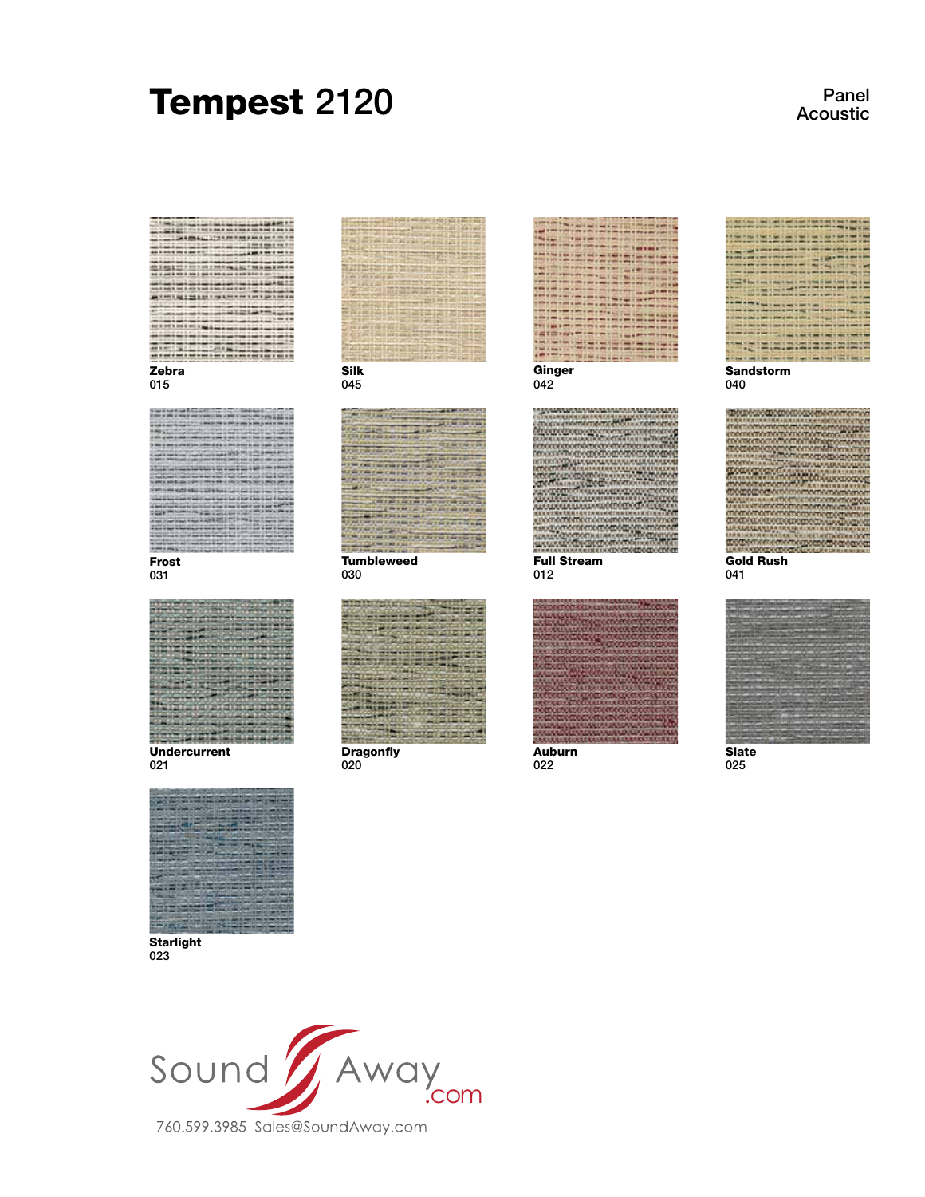# Tempest 2120

Panel
Acoustic

**Zebra**
015

**Silk**
045

**Ginger**
042

**Sandstorm**
040

**Frost**
031

**Tumbleweed**
030

**Full Stream**
012

**Gold Rush**
041

**Undercurrent**
021

**Dragonfly**
020

**Auburn**
022

**Slate**
025

**Starlight**
023

Sound Away .com

760.599.3985 Sales@SoundAway.com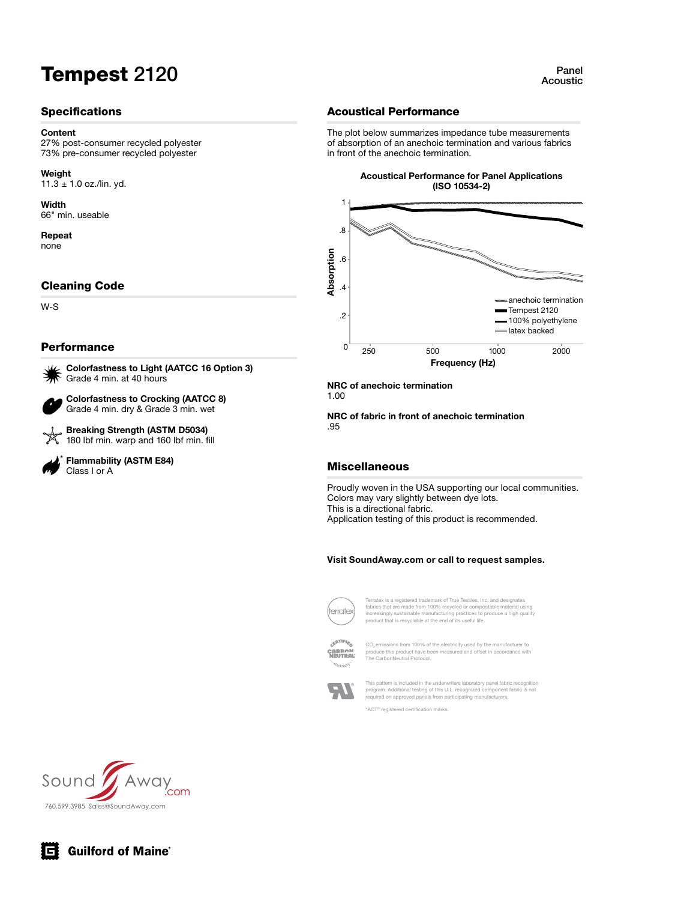# Tempest 2120

Panel
Acoustic

## Specifications

**Content**
27% post-consumer recycled polyester
73% pre-consumer recycled polyester

**Weight**
11.3 ± 1.0 oz./lin. yd.

**Width**
66" min. useable

**Repeat**
none

## Cleaning Code

W-S

## Performance

**Colorfastness to Light (AATCC 16 Option 3)**
Grade 4 min. at 40 hours

**Colorfastness to Crocking (AATCC 8)**
Grade 4 min. dry & Grade 3 min. wet

**Breaking Strength (ASTM D5034)**
180 lbf min. warp and 160 lbf min. fill

**Flammability (ASTM E84)**
Class I or A

## Acoustical Performance

The plot below summarizes impedance tube measurements of absorption of an anechoic termination and various fabrics in front of the anechoic termination.

**Acoustical Performance for Panel Applications (ISO 10534-2)**

Absorption
1
.8
.6
.4
.2
0
250
500
1000
2000
Frequency (Hz)
anechoic termination
Tempest 2120
100% polyethylene
latex backed

**NRC of anechoic termination**
1.00

**NRC of fabric in front of anechoic termination**
.95

## Miscellaneous

Proudly woven in the USA supporting our local communities.
Colors may vary slightly between dye lots.
This is a directional fabric.
Application testing of this product is recommended.

**Visit SoundAway.com or call to request samples.**

Terratex is a registered trademark of True Textiles, Inc. and designates fabrics that are made from 100% recycled or compostable material using increasingly sustainable manufacturing practices to produce a high quality product that is recyclable at the end of its useful life.

$CO_2$ emissions from 100% of the electricity used by the manufacturer to produce this product have been measured and offset in accordance with The CarbonNeutral Protocol.

This pattern is included in the underwriters laboratory panel fabric recognition program. Additional testing of this U.L. recognized component fabric is not required on approved panels from participating manufacturers.

*ACT® registered certification marks.

Sound Away .com
760.599.3985 Sales@SoundAway.com

Guilford of Maine®